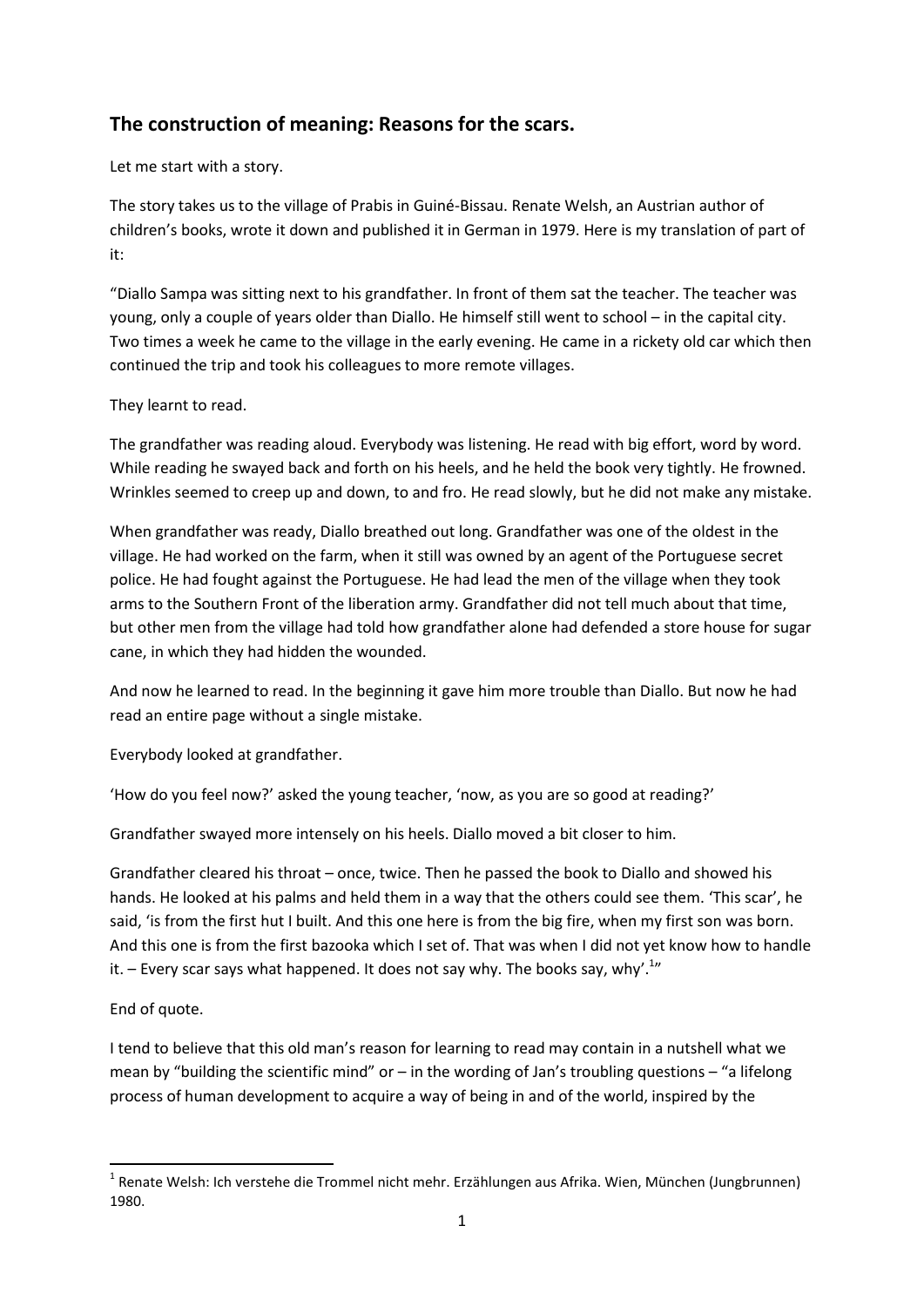## The construction of meaning: Reasons for the scars.

Let me start with a story.

The story takes us to the village of Prabis in Guiné-Bissau. Renate Welsh, an Austrian author of children's books, wrote it down and published it in German in 1979. Here is my translation of part of it:

"Diallo Sampa was sitting next to his grandfather. In front of them sat the teacher. The teacher was young, only a couple of years older than Diallo. He himself still went to school – in the capital city. Two times a week he came to the village in the early evening. He came in a rickety old car which then continued the trip and took his colleagues to more remote villages.

They learnt to read.

The grandfather was reading aloud. Everybody was listening. He read with big effort, word by word. While reading he swayed back and forth on his heels, and he held the book very tightly. He frowned. Wrinkles seemed to creep up and down, to and fro. He read slowly, but he did not make any mistake.

When grandfather was ready, Diallo breathed out long. Grandfather was one of the oldest in the village. He had worked on the farm, when it still was owned by an agent of the Portuguese secret police. He had fought against the Portuguese. He had lead the men of the village when they took arms to the Southern Front of the liberation army. Grandfather did not tell much about that time, but other men from the village had told how grandfather alone had defended a store house for sugar cane, in which they had hidden the wounded.

And now he learned to read. In the beginning it gave him more trouble than Diallo. But now he had read an entire page without a single mistake.

Everybody looked at grandfather.

'How do you feel now?' asked the young teacher, 'now, as you are so good at reading?'

Grandfather swayed more intensely on his heels. Diallo moved a bit closer to him.

Grandfather cleared his throat – once, twice. Then he passed the book to Diallo and showed his hands. He looked at his palms and held them in a way that the others could see them. 'This scar', he said, 'is from the first hut I built. And this one here is from the big fire, when my first son was born. And this one is from the first bazooka which I set of. That was when I did not yet know how to handle it. – Every scar says what happened. It does not say why. The books say, why'.[1]"

End of quote.

I tend to believe that this old man's reason for learning to read may contain in a nutshell what we mean by "building the scientific mind" or – in the wording of Jan's troubling questions – "a lifelong process of human development to acquire a way of being in and of the world, inspired by the

[1] Renate Welsh: Ich verstehe die Trommel nicht mehr. Erzählungen aus Afrika. Wien, München (Jungbrunnen) 1980.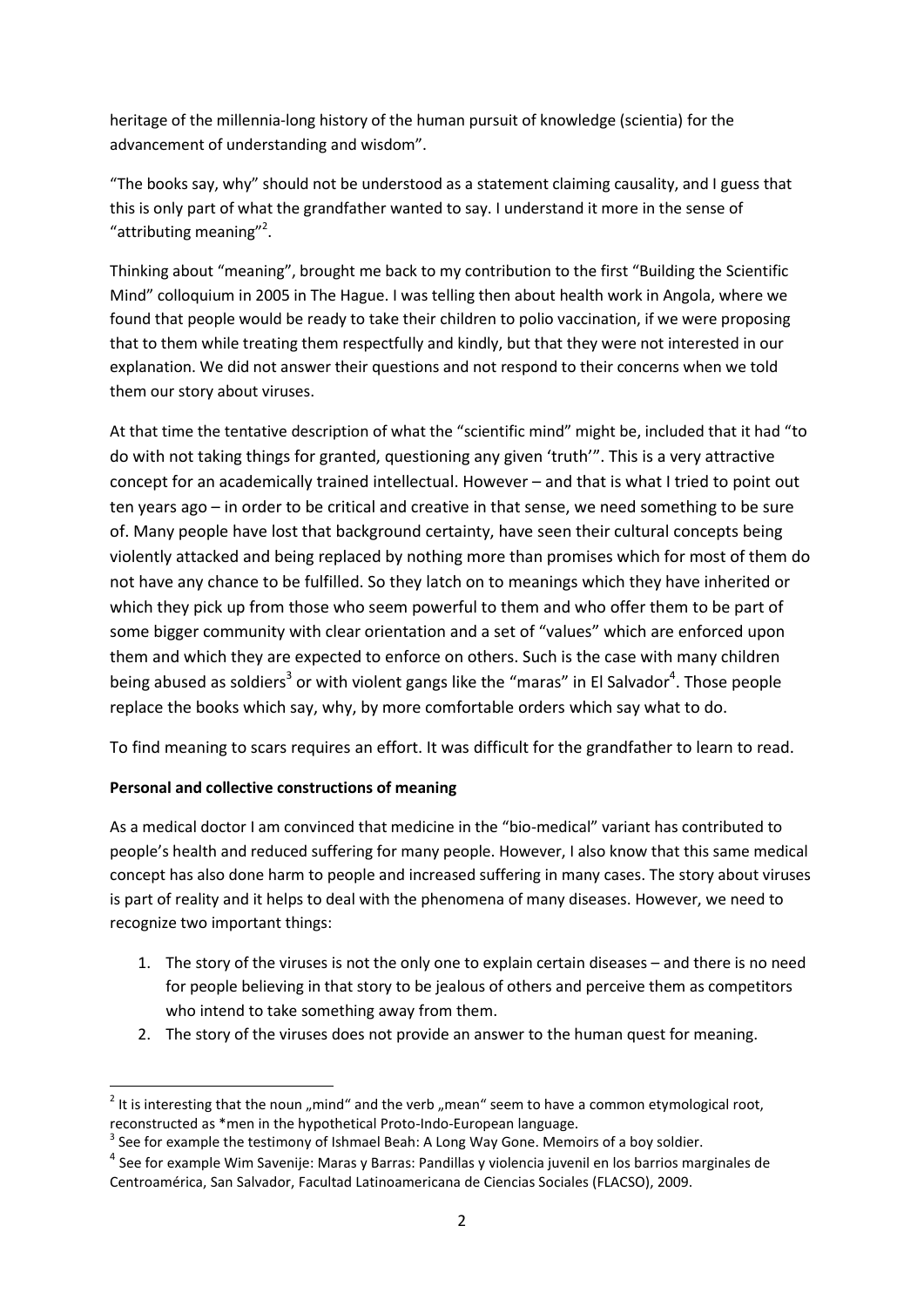heritage of the millennia-long history of the human pursuit of knowledge (scientia) for the advancement of understanding and wisdom".

"The books say, why" should not be understood as a statement claiming causality, and I guess that this is only part of what the grandfather wanted to say. I understand it more in the sense of "attributing meaning"[2].

Thinking about "meaning", brought me back to my contribution to the first "Building the Scientific Mind" colloquium in 2005 in The Hague. I was telling then about health work in Angola, where we found that people would be ready to take their children to polio vaccination, if we were proposing that to them while treating them respectfully and kindly, but that they were not interested in our explanation. We did not answer their questions and not respond to their concerns when we told them our story about viruses.

At that time the tentative description of what the "scientific mind" might be, included that it had "to do with not taking things for granted, questioning any given 'truth'". This is a very attractive concept for an academically trained intellectual. However – and that is what I tried to point out ten years ago – in order to be critical and creative in that sense, we need something to be sure of. Many people have lost that background certainty, have seen their cultural concepts being violently attacked and being replaced by nothing more than promises which for most of them do not have any chance to be fulfilled. So they latch on to meanings which they have inherited or which they pick up from those who seem powerful to them and who offer them to be part of some bigger community with clear orientation and a set of "values" which are enforced upon them and which they are expected to enforce on others. Such is the case with many children being abused as soldiers[3] or with violent gangs like the "maras" in El Salvador[4]. Those people replace the books which say, why, by more comfortable orders which say what to do.

To find meaning to scars requires an effort. It was difficult for the grandfather to learn to read.

**Personal and collective constructions of meaning**

As a medical doctor I am convinced that medicine in the "bio-medical" variant has contributed to people's health and reduced suffering for many people. However, I also know that this same medical concept has also done harm to people and increased suffering in many cases. The story about viruses is part of reality and it helps to deal with the phenomena of many diseases. However, we need to recognize two important things:

1. The story of the viruses is not the only one to explain certain diseases – and there is no need for people believing in that story to be jealous of others and perceive them as competitors who intend to take something away from them.
2. The story of the viruses does not provide an answer to the human quest for meaning.

---

[2] It is interesting that the noun „mind" and the verb „mean" seem to have a common etymological root, reconstructed as *men in the hypothetical Proto-Indo-European language.

[3] See for example the testimony of Ishmael Beah: A Long Way Gone. Memoirs of a boy soldier.

[4] See for example Wim Savenije: Maras y Barras: Pandillas y violencia juvenil en los barrios marginales de Centroamérica, San Salvador, Facultad Latinoamericana de Ciencias Sociales (FLACSO), 2009.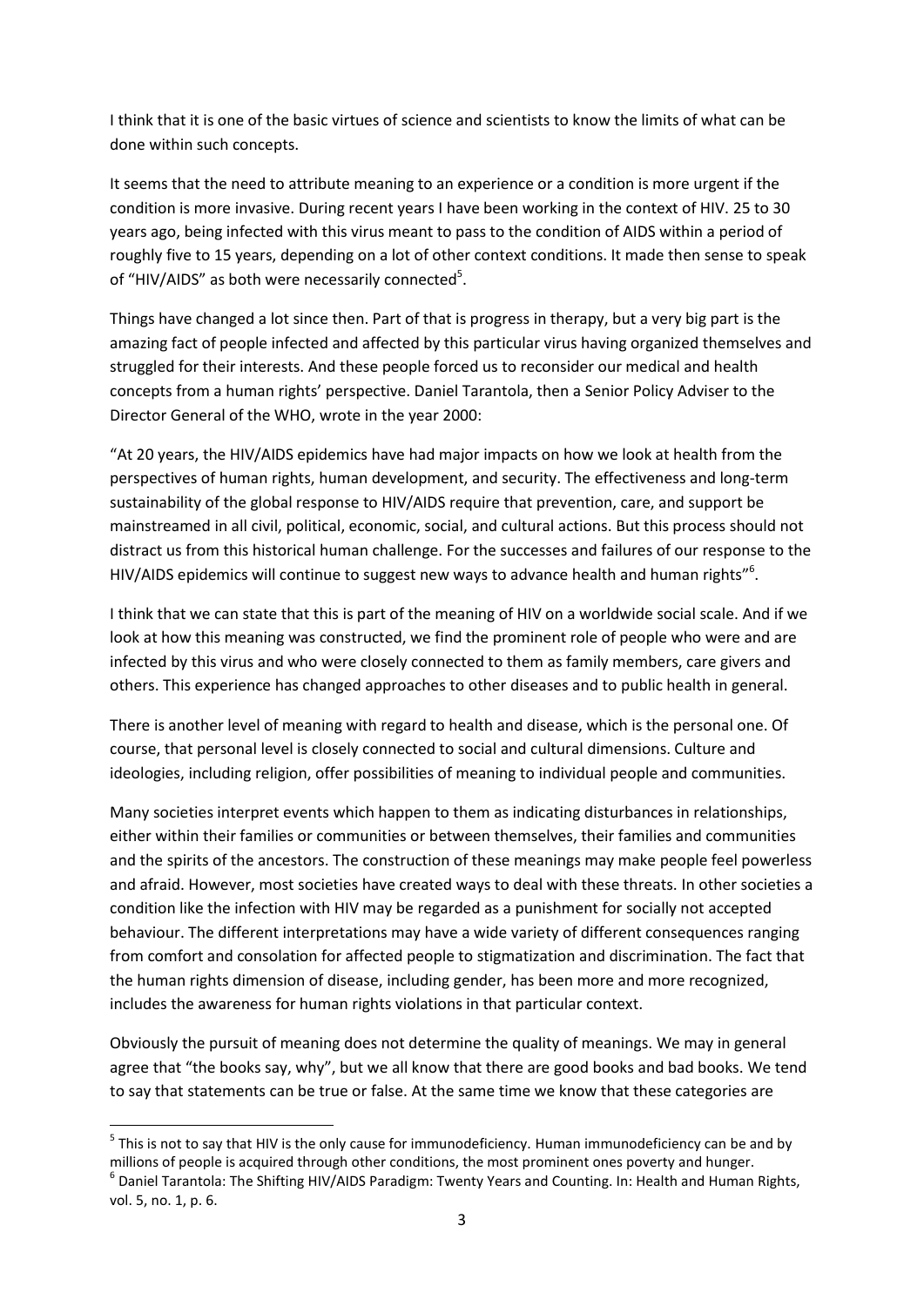I think that it is one of the basic virtues of science and scientists to know the limits of what can be done within such concepts.

It seems that the need to attribute meaning to an experience or a condition is more urgent if the condition is more invasive. During recent years I have been working in the context of HIV. 25 to 30 years ago, being infected with this virus meant to pass to the condition of AIDS within a period of roughly five to 15 years, depending on a lot of other context conditions. It made then sense to speak of "HIV/AIDS" as both were necessarily connected[5].

Things have changed a lot since then. Part of that is progress in therapy, but a very big part is the amazing fact of people infected and affected by this particular virus having organized themselves and struggled for their interests. And these people forced us to reconsider our medical and health concepts from a human rights' perspective. Daniel Tarantola, then a Senior Policy Adviser to the Director General of the WHO, wrote in the year 2000:

"At 20 years, the HIV/AIDS epidemics have had major impacts on how we look at health from the perspectives of human rights, human development, and security. The effectiveness and long-term sustainability of the global response to HIV/AIDS require that prevention, care, and support be mainstreamed in all civil, political, economic, social, and cultural actions. But this process should not distract us from this historical human challenge. For the successes and failures of our response to the HIV/AIDS epidemics will continue to suggest new ways to advance health and human rights"[6].

I think that we can state that this is part of the meaning of HIV on a worldwide social scale. And if we look at how this meaning was constructed, we find the prominent role of people who were and are infected by this virus and who were closely connected to them as family members, care givers and others. This experience has changed approaches to other diseases and to public health in general.

There is another level of meaning with regard to health and disease, which is the personal one. Of course, that personal level is closely connected to social and cultural dimensions. Culture and ideologies, including religion, offer possibilities of meaning to individual people and communities.

Many societies interpret events which happen to them as indicating disturbances in relationships, either within their families or communities or between themselves, their families and communities and the spirits of the ancestors. The construction of these meanings may make people feel powerless and afraid. However, most societies have created ways to deal with these threats. In other societies a condition like the infection with HIV may be regarded as a punishment for socially not accepted behaviour. The different interpretations may have a wide variety of different consequences ranging from comfort and consolation for affected people to stigmatization and discrimination. The fact that the human rights dimension of disease, including gender, has been more and more recognized, includes the awareness for human rights violations in that particular context.

Obviously the pursuit of meaning does not determine the quality of meanings. We may in general agree that "the books say, why", but we all know that there are good books and bad books. We tend to say that statements can be true or false. At the same time we know that these categories are

---

[5] This is not to say that HIV is the only cause for immunodeficiency. Human immunodeficiency can be and by millions of people is acquired through other conditions, the most prominent ones poverty and hunger.

[6] Daniel Tarantola: The Shifting HIV/AIDS Paradigm: Twenty Years and Counting. In: Health and Human Rights, vol. 5, no. 1, p. 6.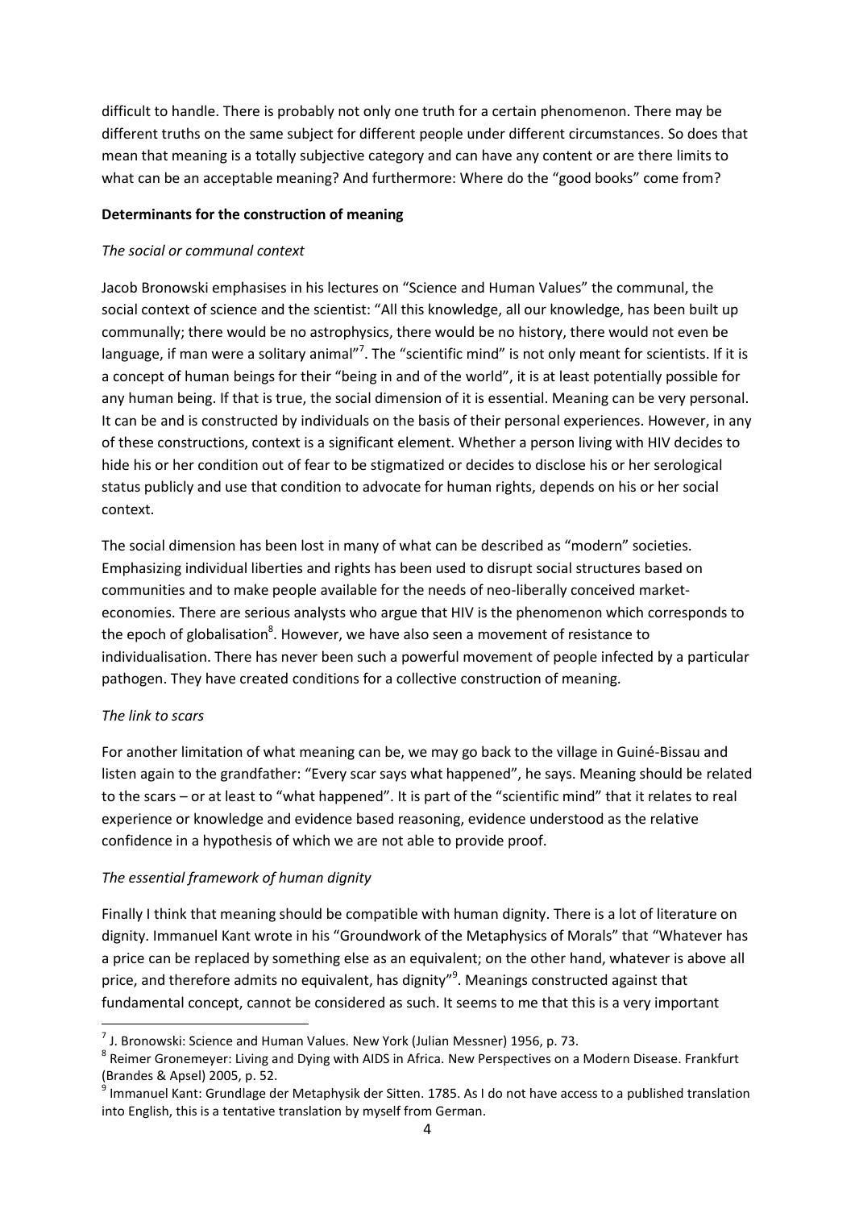difficult to handle. There is probably not only one truth for a certain phenomenon. There may be different truths on the same subject for different people under different circumstances. So does that mean that meaning is a totally subjective category and can have any content or are there limits to what can be an acceptable meaning? And furthermore: Where do the "good books" come from?

**Determinants for the construction of meaning**

*The social or communal context*

Jacob Bronowski emphasises in his lectures on "Science and Human Values" the communal, the social context of science and the scientist: "All this knowledge, all our knowledge, has been built up communally; there would be no astrophysics, there would be no history, there would not even be language, if man were a solitary animal"[7]. The "scientific mind" is not only meant for scientists. If it is a concept of human beings for their "being in and of the world", it is at least potentially possible for any human being. If that is true, the social dimension of it is essential. Meaning can be very personal. It can be and is constructed by individuals on the basis of their personal experiences. However, in any of these constructions, context is a significant element. Whether a person living with HIV decides to hide his or her condition out of fear to be stigmatized or decides to disclose his or her serological status publicly and use that condition to advocate for human rights, depends on his or her social context.

The social dimension has been lost in many of what can be described as "modern" societies. Emphasizing individual liberties and rights has been used to disrupt social structures based on communities and to make people available for the needs of neo-liberally conceived market-economies. There are serious analysts who argue that HIV is the phenomenon which corresponds to the epoch of globalisation[8]. However, we have also seen a movement of resistance to individualisation. There has never been such a powerful movement of people infected by a particular pathogen. They have created conditions for a collective construction of meaning.

*The link to scars*

For another limitation of what meaning can be, we may go back to the village in Guiné-Bissau and listen again to the grandfather: "Every scar says what happened", he says. Meaning should be related to the scars – or at least to "what happened". It is part of the "scientific mind" that it relates to real experience or knowledge and evidence based reasoning, evidence understood as the relative confidence in a hypothesis of which we are not able to provide proof.

*The essential framework of human dignity*

Finally I think that meaning should be compatible with human dignity. There is a lot of literature on dignity. Immanuel Kant wrote in his "Groundwork of the Metaphysics of Morals" that "Whatever has a price can be replaced by something else as an equivalent; on the other hand, whatever is above all price, and therefore admits no equivalent, has dignity"[9]. Meanings constructed against that fundamental concept, cannot be considered as such. It seems to me that this is a very important

---

[7] J. Bronowski: Science and Human Values. New York (Julian Messner) 1956, p. 73.

[8] Reimer Gronemeyer: Living and Dying with AIDS in Africa. New Perspectives on a Modern Disease. Frankfurt (Brandes & Apsel) 2005, p. 52.

[9] Immanuel Kant: Grundlage der Metaphysik der Sitten. 1785. As I do not have access to a published translation into English, this is a tentative translation by myself from German.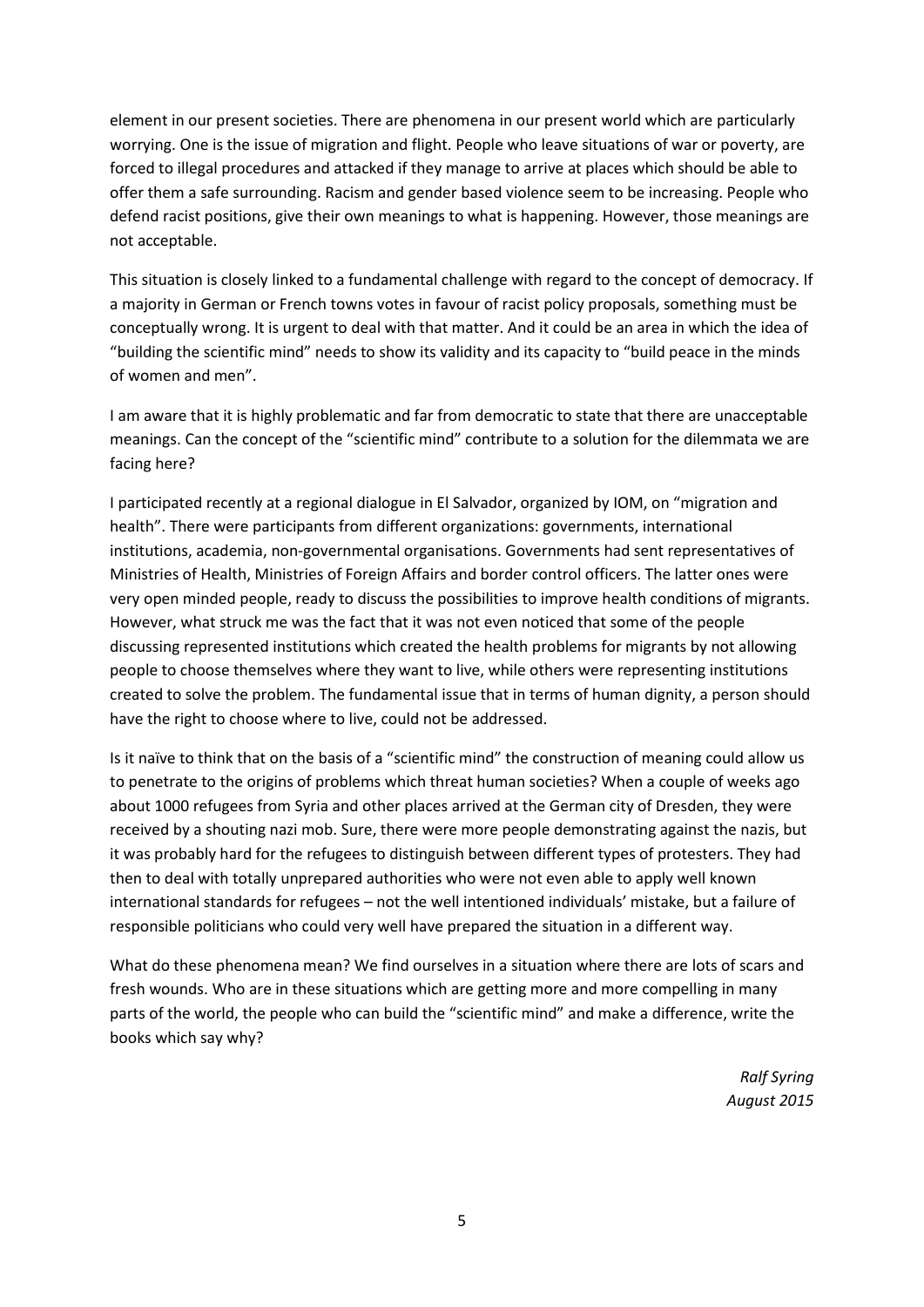element in our present societies. There are phenomena in our present world which are particularly worrying. One is the issue of migration and flight. People who leave situations of war or poverty, are forced to illegal procedures and attacked if they manage to arrive at places which should be able to offer them a safe surrounding. Racism and gender based violence seem to be increasing. People who defend racist positions, give their own meanings to what is happening. However, those meanings are not acceptable.

This situation is closely linked to a fundamental challenge with regard to the concept of democracy. If a majority in German or French towns votes in favour of racist policy proposals, something must be conceptually wrong. It is urgent to deal with that matter. And it could be an area in which the idea of "building the scientific mind" needs to show its validity and its capacity to "build peace in the minds of women and men".

I am aware that it is highly problematic and far from democratic to state that there are unacceptable meanings. Can the concept of the "scientific mind" contribute to a solution for the dilemmata we are facing here?

I participated recently at a regional dialogue in El Salvador, organized by IOM, on "migration and health". There were participants from different organizations: governments, international institutions, academia, non-governmental organisations. Governments had sent representatives of Ministries of Health, Ministries of Foreign Affairs and border control officers. The latter ones were very open minded people, ready to discuss the possibilities to improve health conditions of migrants. However, what struck me was the fact that it was not even noticed that some of the people discussing represented institutions which created the health problems for migrants by not allowing people to choose themselves where they want to live, while others were representing institutions created to solve the problem. The fundamental issue that in terms of human dignity, a person should have the right to choose where to live, could not be addressed.

Is it naïve to think that on the basis of a "scientific mind" the construction of meaning could allow us to penetrate to the origins of problems which threat human societies? When a couple of weeks ago about 1000 refugees from Syria and other places arrived at the German city of Dresden, they were received by a shouting nazi mob. Sure, there were more people demonstrating against the nazis, but it was probably hard for the refugees to distinguish between different types of protesters. They had then to deal with totally unprepared authorities who were not even able to apply well known international standards for refugees – not the well intentioned individuals' mistake, but a failure of responsible politicians who could very well have prepared the situation in a different way.

What do these phenomena mean? We find ourselves in a situation where there are lots of scars and fresh wounds. Who are in these situations which are getting more and more compelling in many parts of the world, the people who can build the "scientific mind" and make a difference, write the books which say why?

*Ralf Syring*
*August 2015*